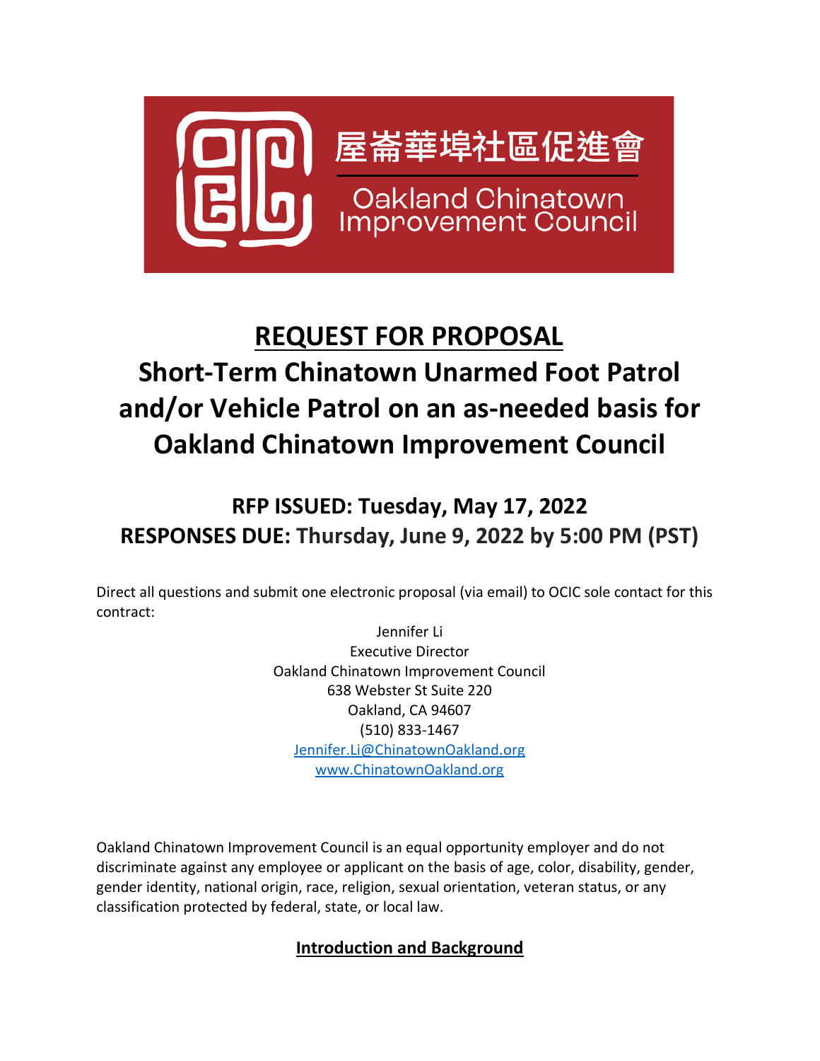屋崙華埠社區促進會

Oakland Chinatown Improvement Council

# REQUEST FOR PROPOSAL

# Short-Term Chinatown Unarmed Foot Patrol and/or Vehicle Patrol on an as-needed basis for Oakland Chinatown Improvement Council

## RFP ISSUED: Tuesday, May 17, 2022
## RESPONSES DUE: Thursday, June 9, 2022 by 5:00 PM (PST)

Direct all questions and submit one electronic proposal (via email) to OCIC sole contact for this contract:

Jennifer Li
Executive Director
Oakland Chinatown Improvement Council
638 Webster St Suite 220
Oakland, CA 94607
(510) 833-1467
Jennifer.Li@ChinatownOakland.org
www.ChinatownOakland.org

Oakland Chinatown Improvement Council is an equal opportunity employer and do not discriminate against any employee or applicant on the basis of age, color, disability, gender, gender identity, national origin, race, religion, sexual orientation, veteran status, or any classification protected by federal, state, or local law.

## Introduction and Background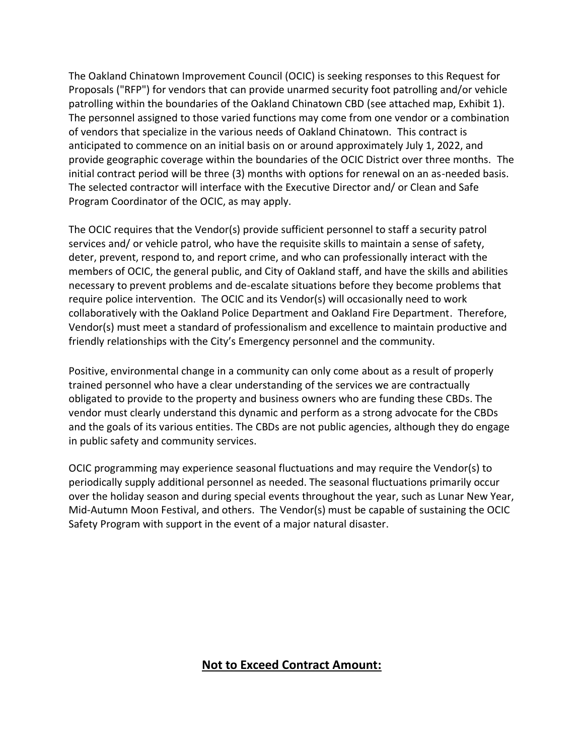The Oakland Chinatown Improvement Council (OCIC) is seeking responses to this Request for Proposals ("RFP") for vendors that can provide unarmed security foot patrolling and/or vehicle patrolling within the boundaries of the Oakland Chinatown CBD (see attached map, Exhibit 1). The personnel assigned to those varied functions may come from one vendor or a combination of vendors that specialize in the various needs of Oakland Chinatown. This contract is anticipated to commence on an initial basis on or around approximately July 1, 2022, and provide geographic coverage within the boundaries of the OCIC District over three months. The initial contract period will be three (3) months with options for renewal on an as-needed basis. The selected contractor will interface with the Executive Director and/ or Clean and Safe Program Coordinator of the OCIC, as may apply.

The OCIC requires that the Vendor(s) provide sufficient personnel to staff a security patrol services and/ or vehicle patrol, who have the requisite skills to maintain a sense of safety, deter, prevent, respond to, and report crime, and who can professionally interact with the members of OCIC, the general public, and City of Oakland staff, and have the skills and abilities necessary to prevent problems and de-escalate situations before they become problems that require police intervention. The OCIC and its Vendor(s) will occasionally need to work collaboratively with the Oakland Police Department and Oakland Fire Department. Therefore, Vendor(s) must meet a standard of professionalism and excellence to maintain productive and friendly relationships with the City's Emergency personnel and the community.

Positive, environmental change in a community can only come about as a result of properly trained personnel who have a clear understanding of the services we are contractually obligated to provide to the property and business owners who are funding these CBDs. The vendor must clearly understand this dynamic and perform as a strong advocate for the CBDs and the goals of its various entities. The CBDs are not public agencies, although they do engage in public safety and community services.

OCIC programming may experience seasonal fluctuations and may require the Vendor(s) to periodically supply additional personnel as needed. The seasonal fluctuations primarily occur over the holiday season and during special events throughout the year, such as Lunar New Year, Mid-Autumn Moon Festival, and others. The Vendor(s) must be capable of sustaining the OCIC Safety Program with support in the event of a major natural disaster.

## **Not to Exceed Contract Amount:**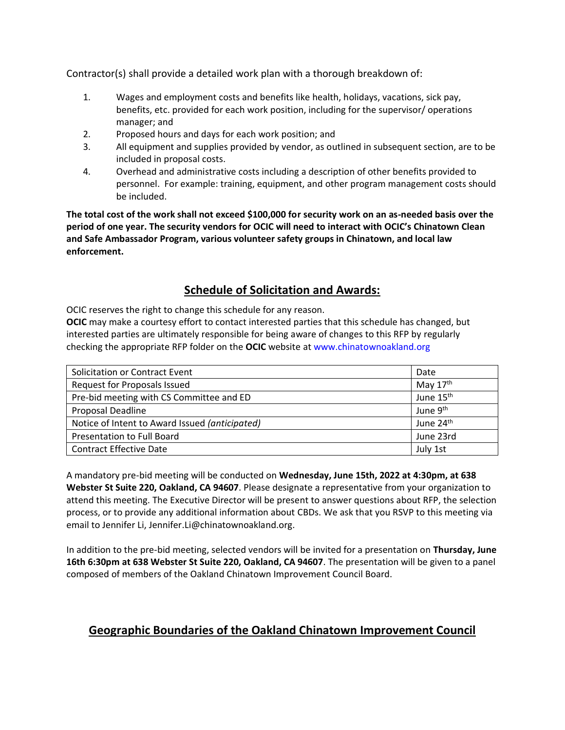Contractor(s) shall provide a detailed work plan with a thorough breakdown of:

1. Wages and employment costs and benefits like health, holidays, vacations, sick pay, benefits, etc. provided for each work position, including for the supervisor/ operations manager; and
2. Proposed hours and days for each work position; and
3. All equipment and supplies provided by vendor, as outlined in subsequent section, are to be included in proposal costs.
4. Overhead and administrative costs including a description of other benefits provided to personnel. For example: training, equipment, and other program management costs should be included.

**The total cost of the work shall not exceed $100,000 for security work on an as-needed basis over the period of one year. The security vendors for OCIC will need to interact with OCIC's Chinatown Clean and Safe Ambassador Program, various volunteer safety groups in Chinatown, and local law enforcement.**

## Schedule of Solicitation and Awards:

OCIC reserves the right to change this schedule for any reason.
**OCIC** may make a courtesy effort to contact interested parties that this schedule has changed, but interested parties are ultimately responsible for being aware of changes to this RFP by regularly checking the appropriate RFP folder on the **OCIC** website at www.chinatownoakland.org

| Solicitation or Contract Event | Date |
| --- | --- |
| Request for Proposals Issued | May 17th |
| Pre-bid meeting with CS Committee and ED | June 15th |
| Proposal Deadline | June 9th |
| Notice of Intent to Award Issued *(anticipated)* | June 24th |
| Presentation to Full Board | June 23rd |
| Contract Effective Date | July 1st |

A mandatory pre-bid meeting will be conducted on **Wednesday, June 15th, 2022 at 4:30pm, at 638 Webster St Suite 220, Oakland, CA 94607**. Please designate a representative from your organization to attend this meeting. The Executive Director will be present to answer questions about RFP, the selection process, or to provide any additional information about CBDs. We ask that you RSVP to this meeting via email to Jennifer Li, Jennifer.Li@chinatownoakland.org.

In addition to the pre-bid meeting, selected vendors will be invited for a presentation on **Thursday, June 16th 6:30pm at 638 Webster St Suite 220, Oakland, CA 94607**. The presentation will be given to a panel composed of members of the Oakland Chinatown Improvement Council Board.

## Geographic Boundaries of the Oakland Chinatown Improvement Council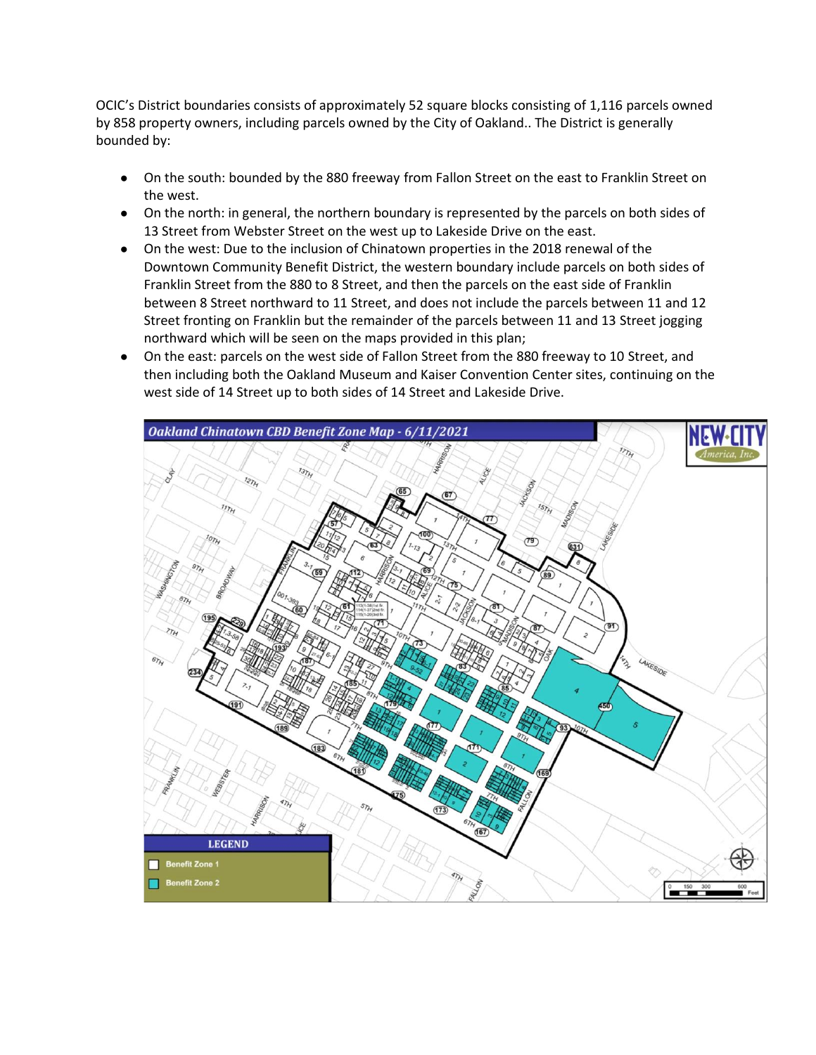OCIC's District boundaries consists of approximately 52 square blocks consisting of 1,116 parcels owned by 858 property owners, including parcels owned by the City of Oakland.. The District is generally bounded by:

- On the south: bounded by the 880 freeway from Fallon Street on the east to Franklin Street on the west.
- On the north: in general, the northern boundary is represented by the parcels on both sides of 13 Street from Webster Street on the west up to Lakeside Drive on the east.
- On the west: Due to the inclusion of Chinatown properties in the 2018 renewal of the Downtown Community Benefit District, the western boundary include parcels on both sides of Franklin Street from the 880 to 8 Street, and then the parcels on the east side of Franklin between 8 Street northward to 11 Street, and does not include the parcels between 11 and 12 Street fronting on Franklin but the remainder of the parcels between 11 and 13 Street jogging northward which will be seen on the maps provided in this plan;
- On the east: parcels on the west side of Fallon Street from the 880 freeway to 10 Street, and then including both the Oakland Museum and Kaiser Convention Center sites, continuing on the west side of 14 Street up to both sides of 14 Street and Lakeside Drive.

**Oakland Chinatown CBD Benefit Zone Map - 6/11/2021**

**LEGEND**

- Benefit Zone 1
- Benefit Zone 2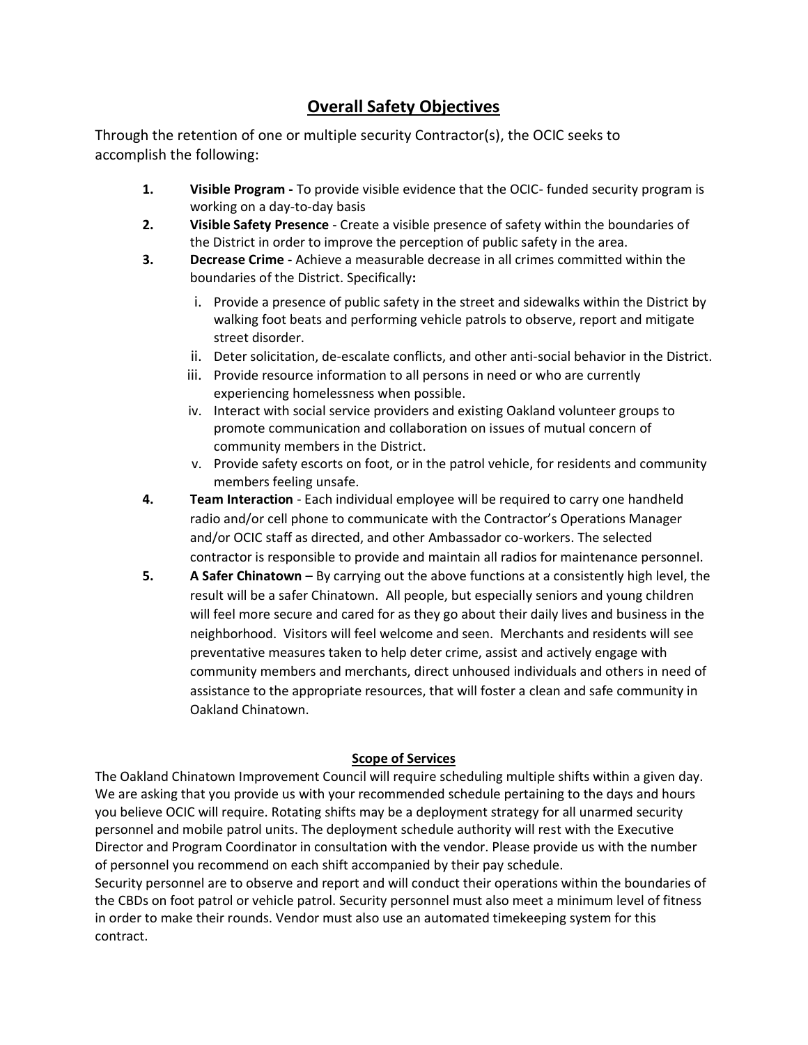## Overall Safety Objectives

Through the retention of one or multiple security Contractor(s), the OCIC seeks to accomplish the following:

1. **Visible Program -** To provide visible evidence that the OCIC- funded security program is working on a day-to-day basis
2. **Visible Safety Presence** - Create a visible presence of safety within the boundaries of the District in order to improve the perception of public safety in the area.
3. **Decrease Crime -** Achieve a measurable decrease in all crimes committed within the boundaries of the District. Specifically**:**
   i. Provide a presence of public safety in the street and sidewalks within the District by walking foot beats and performing vehicle patrols to observe, report and mitigate street disorder.
   ii. Deter solicitation, de-escalate conflicts, and other anti-social behavior in the District.
   iii. Provide resource information to all persons in need or who are currently experiencing homelessness when possible.
   iv. Interact with social service providers and existing Oakland volunteer groups to promote communication and collaboration on issues of mutual concern of community members in the District.
   v. Provide safety escorts on foot, or in the patrol vehicle, for residents and community members feeling unsafe.
4. **Team Interaction** - Each individual employee will be required to carry one handheld radio and/or cell phone to communicate with the Contractor's Operations Manager and/or OCIC staff as directed, and other Ambassador co-workers. The selected contractor is responsible to provide and maintain all radios for maintenance personnel.
5. **A Safer Chinatown** – By carrying out the above functions at a consistently high level, the result will be a safer Chinatown. All people, but especially seniors and young children will feel more secure and cared for as they go about their daily lives and business in the neighborhood. Visitors will feel welcome and seen. Merchants and residents will see preventative measures taken to help deter crime, assist and actively engage with community members and merchants, direct unhoused individuals and others in need of assistance to the appropriate resources, that will foster a clean and safe community in Oakland Chinatown.

### Scope of Services

The Oakland Chinatown Improvement Council will require scheduling multiple shifts within a given day. We are asking that you provide us with your recommended schedule pertaining to the days and hours you believe OCIC will require. Rotating shifts may be a deployment strategy for all unarmed security personnel and mobile patrol units. The deployment schedule authority will rest with the Executive Director and Program Coordinator in consultation with the vendor. Please provide us with the number of personnel you recommend on each shift accompanied by their pay schedule.

Security personnel are to observe and report and will conduct their operations within the boundaries of the CBDs on foot patrol or vehicle patrol. Security personnel must also meet a minimum level of fitness in order to make their rounds. Vendor must also use an automated timekeeping system for this contract.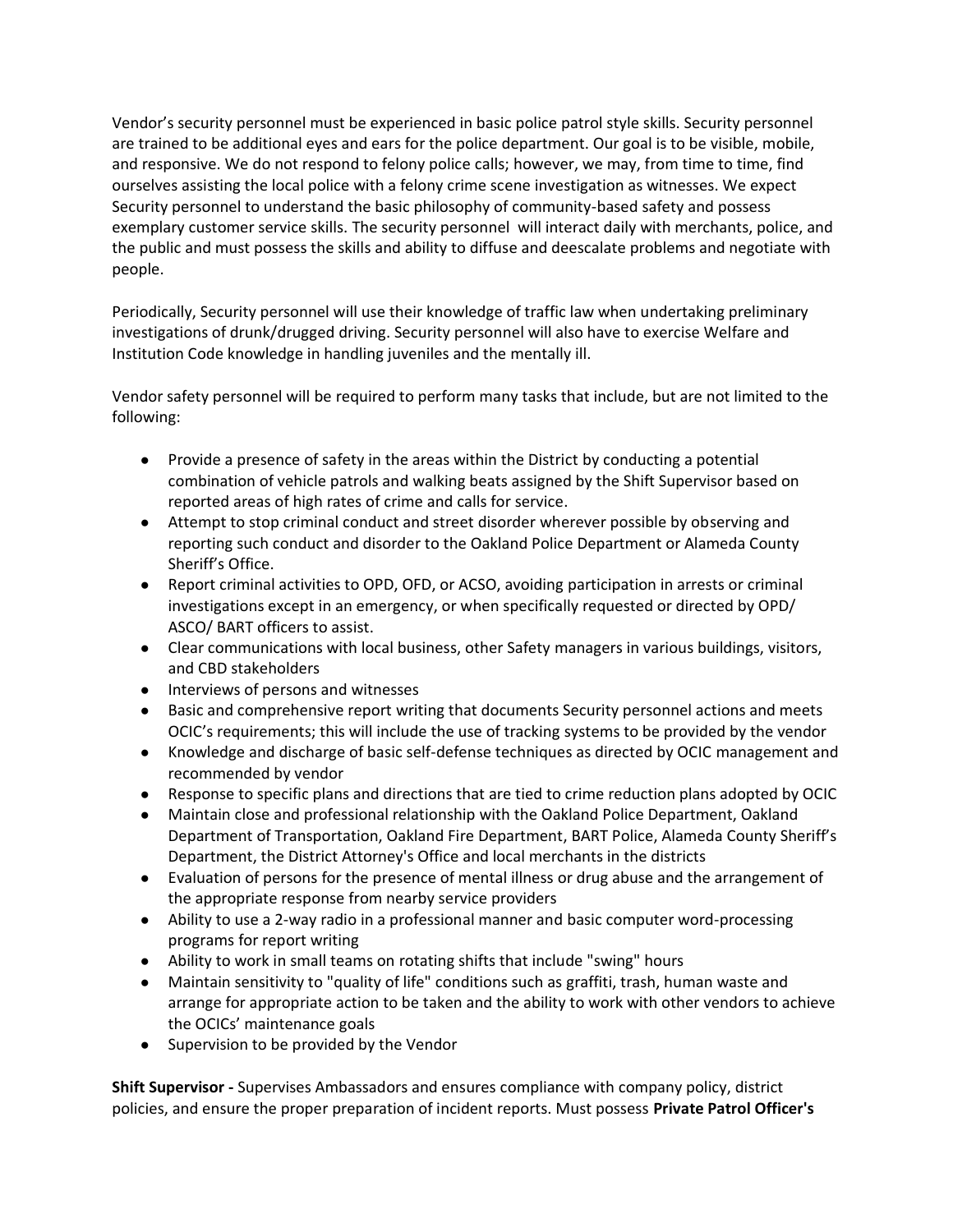Vendor's security personnel must be experienced in basic police patrol style skills. Security personnel are trained to be additional eyes and ears for the police department. Our goal is to be visible, mobile, and responsive. We do not respond to felony police calls; however, we may, from time to time, find ourselves assisting the local police with a felony crime scene investigation as witnesses. We expect Security personnel to understand the basic philosophy of community-based safety and possess exemplary customer service skills. The security personnel will interact daily with merchants, police, and the public and must possess the skills and ability to diffuse and deescalate problems and negotiate with people.

Periodically, Security personnel will use their knowledge of traffic law when undertaking preliminary investigations of drunk/drugged driving. Security personnel will also have to exercise Welfare and Institution Code knowledge in handling juveniles and the mentally ill.

Vendor safety personnel will be required to perform many tasks that include, but are not limited to the following:

- Provide a presence of safety in the areas within the District by conducting a potential combination of vehicle patrols and walking beats assigned by the Shift Supervisor based on reported areas of high rates of crime and calls for service.
- Attempt to stop criminal conduct and street disorder wherever possible by observing and reporting such conduct and disorder to the Oakland Police Department or Alameda County Sheriff's Office.
- Report criminal activities to OPD, OFD, or ACSO, avoiding participation in arrests or criminal investigations except in an emergency, or when specifically requested or directed by OPD/ ASCO/ BART officers to assist.
- Clear communications with local business, other Safety managers in various buildings, visitors, and CBD stakeholders
- Interviews of persons and witnesses
- Basic and comprehensive report writing that documents Security personnel actions and meets OCIC's requirements; this will include the use of tracking systems to be provided by the vendor
- Knowledge and discharge of basic self-defense techniques as directed by OCIC management and recommended by vendor
- Response to specific plans and directions that are tied to crime reduction plans adopted by OCIC
- Maintain close and professional relationship with the Oakland Police Department, Oakland Department of Transportation, Oakland Fire Department, BART Police, Alameda County Sheriff's Department, the District Attorney's Office and local merchants in the districts
- Evaluation of persons for the presence of mental illness or drug abuse and the arrangement of the appropriate response from nearby service providers
- Ability to use a 2-way radio in a professional manner and basic computer word-processing programs for report writing
- Ability to work in small teams on rotating shifts that include "swing" hours
- Maintain sensitivity to "quality of life" conditions such as graffiti, trash, human waste and arrange for appropriate action to be taken and the ability to work with other vendors to achieve the OCICs' maintenance goals
- Supervision to be provided by the Vendor

**Shift Supervisor -** Supervises Ambassadors and ensures compliance with company policy, district policies, and ensure the proper preparation of incident reports. Must possess **Private Patrol Officer's**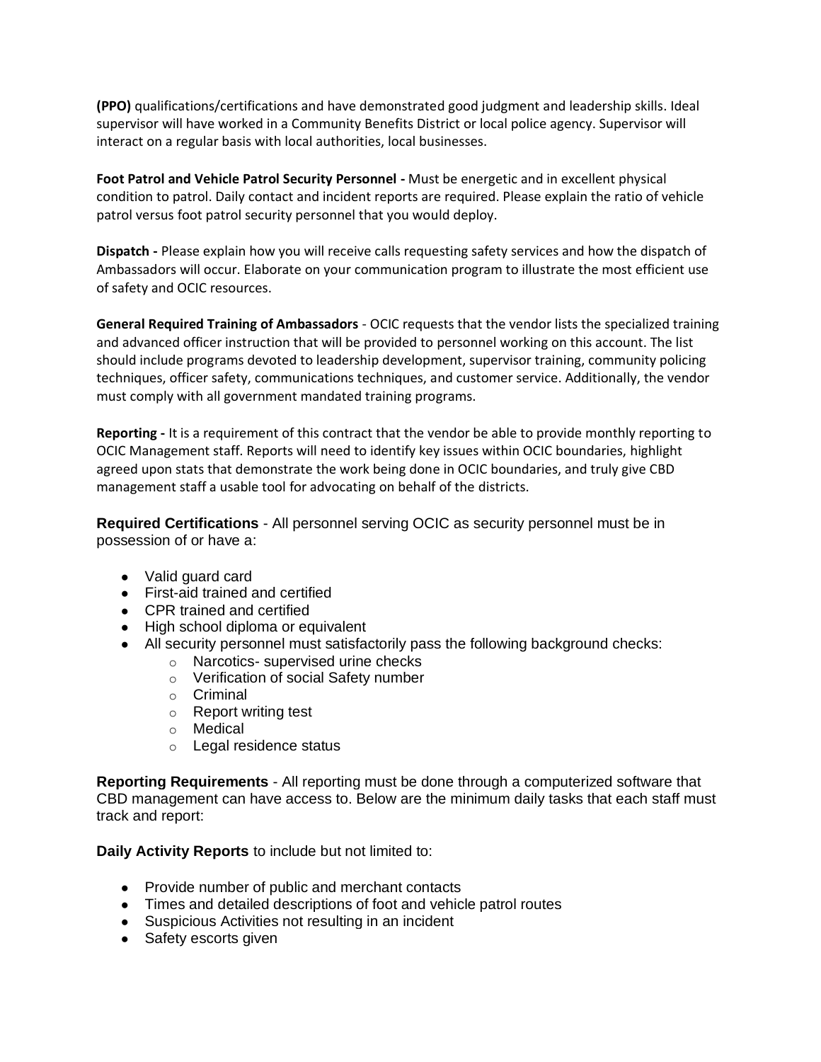**(PPO)** qualifications/certifications and have demonstrated good judgment and leadership skills. Ideal supervisor will have worked in a Community Benefits District or local police agency. Supervisor will interact on a regular basis with local authorities, local businesses.

**Foot Patrol and Vehicle Patrol Security Personnel -** Must be energetic and in excellent physical condition to patrol. Daily contact and incident reports are required. Please explain the ratio of vehicle patrol versus foot patrol security personnel that you would deploy.

**Dispatch -** Please explain how you will receive calls requesting safety services and how the dispatch of Ambassadors will occur. Elaborate on your communication program to illustrate the most efficient use of safety and OCIC resources.

**General Required Training of Ambassadors** - OCIC requests that the vendor lists the specialized training and advanced officer instruction that will be provided to personnel working on this account. The list should include programs devoted to leadership development, supervisor training, community policing techniques, officer safety, communications techniques, and customer service. Additionally, the vendor must comply with all government mandated training programs.

**Reporting -** It is a requirement of this contract that the vendor be able to provide monthly reporting to OCIC Management staff. Reports will need to identify key issues within OCIC boundaries, highlight agreed upon stats that demonstrate the work being done in OCIC boundaries, and truly give CBD management staff a usable tool for advocating on behalf of the districts.

**Required Certifications** - All personnel serving OCIC as security personnel must be in possession of or have a:

- Valid guard card
- First-aid trained and certified
- CPR trained and certified
- High school diploma or equivalent
- All security personnel must satisfactorily pass the following background checks:
    - Narcotics- supervised urine checks
    - Verification of social Safety number
    - Criminal
    - Report writing test
    - Medical
    - Legal residence status

**Reporting Requirements** - All reporting must be done through a computerized software that CBD management can have access to. Below are the minimum daily tasks that each staff must track and report:

**Daily Activity Reports** to include but not limited to:

- Provide number of public and merchant contacts
- Times and detailed descriptions of foot and vehicle patrol routes
- Suspicious Activities not resulting in an incident
- Safety escorts given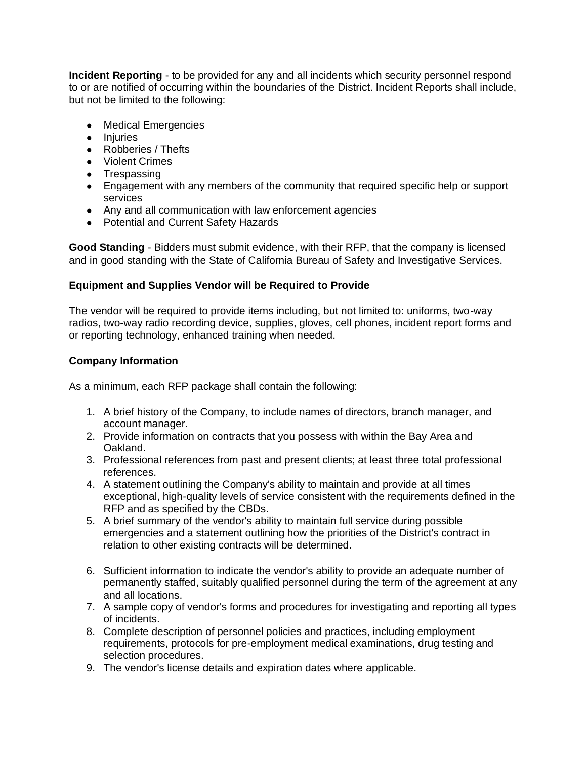**Incident Reporting** - to be provided for any and all incidents which security personnel respond to or are notified of occurring within the boundaries of the District. Incident Reports shall include, but not be limited to the following:

- Medical Emergencies
- Injuries
- Robberies / Thefts
- Violent Crimes
- Trespassing
- Engagement with any members of the community that required specific help or support services
- Any and all communication with law enforcement agencies
- Potential and Current Safety Hazards

**Good Standing** - Bidders must submit evidence, with their RFP, that the company is licensed and in good standing with the State of California Bureau of Safety and Investigative Services.

**Equipment and Supplies Vendor will be Required to Provide**

The vendor will be required to provide items including, but not limited to: uniforms, two-way radios, two-way radio recording device, supplies, gloves, cell phones, incident report forms and or reporting technology, enhanced training when needed.

**Company Information**

As a minimum, each RFP package shall contain the following:

1. A brief history of the Company, to include names of directors, branch manager, and account manager.
2. Provide information on contracts that you possess with within the Bay Area and Oakland.
3. Professional references from past and present clients; at least three total professional references.
4. A statement outlining the Company's ability to maintain and provide at all times exceptional, high-quality levels of service consistent with the requirements defined in the RFP and as specified by the CBDs.
5. A brief summary of the vendor's ability to maintain full service during possible emergencies and a statement outlining how the priorities of the District's contract in relation to other existing contracts will be determined.
6. Sufficient information to indicate the vendor's ability to provide an adequate number of permanently staffed, suitably qualified personnel during the term of the agreement at any and all locations.
7. A sample copy of vendor's forms and procedures for investigating and reporting all types of incidents.
8. Complete description of personnel policies and practices, including employment requirements, protocols for pre-employment medical examinations, drug testing and selection procedures.
9. The vendor's license details and expiration dates where applicable.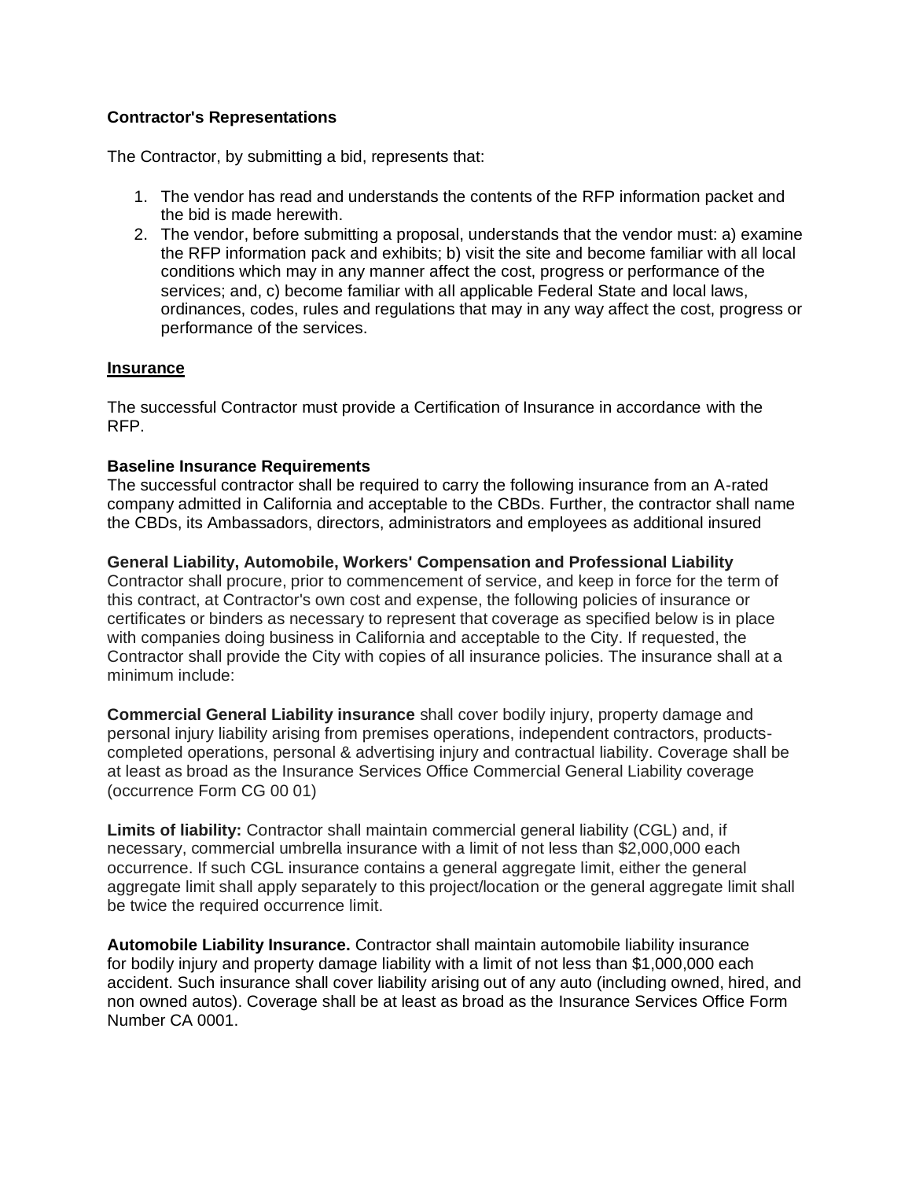**Contractor's Representations**

The Contractor, by submitting a bid, represents that:

1. The vendor has read and understands the contents of the RFP information packet and the bid is made herewith.
2. The vendor, before submitting a proposal, understands that the vendor must: a) examine the RFP information pack and exhibits; b) visit the site and become familiar with all local conditions which may in any manner affect the cost, progress or performance of the services; and, c) become familiar with all applicable Federal State and local laws, ordinances, codes, rules and regulations that may in any way affect the cost, progress or performance of the services.

**Insurance**

The successful Contractor must provide a Certification of Insurance in accordance with the RFP.

**Baseline Insurance Requirements**
The successful contractor shall be required to carry the following insurance from an A-rated company admitted in California and acceptable to the CBDs. Further, the contractor shall name the CBDs, its Ambassadors, directors, administrators and employees as additional insured

**General Liability, Automobile, Workers' Compensation and Professional Liability**
Contractor shall procure, prior to commencement of service, and keep in force for the term of this contract, at Contractor's own cost and expense, the following policies of insurance or certificates or binders as necessary to represent that coverage as specified below is in place with companies doing business in California and acceptable to the City. If requested, the Contractor shall provide the City with copies of all insurance policies. The insurance shall at a minimum include:

**Commercial General Liability insurance** shall cover bodily injury, property damage and personal injury liability arising from premises operations, independent contractors, products-completed operations, personal & advertising injury and contractual liability. Coverage shall be at least as broad as the Insurance Services Office Commercial General Liability coverage (occurrence Form CG 00 01)

**Limits of liability:** Contractor shall maintain commercial general liability (CGL) and, if necessary, commercial umbrella insurance with a limit of not less than $2,000,000 each occurrence. If such CGL insurance contains a general aggregate limit, either the general aggregate limit shall apply separately to this project/location or the general aggregate limit shall be twice the required occurrence limit.

**Automobile Liability Insurance.** Contractor shall maintain automobile liability insurance for bodily injury and property damage liability with a limit of not less than $1,000,000 each accident. Such insurance shall cover liability arising out of any auto (including owned, hired, and non owned autos). Coverage shall be at least as broad as the Insurance Services Office Form Number CA 0001.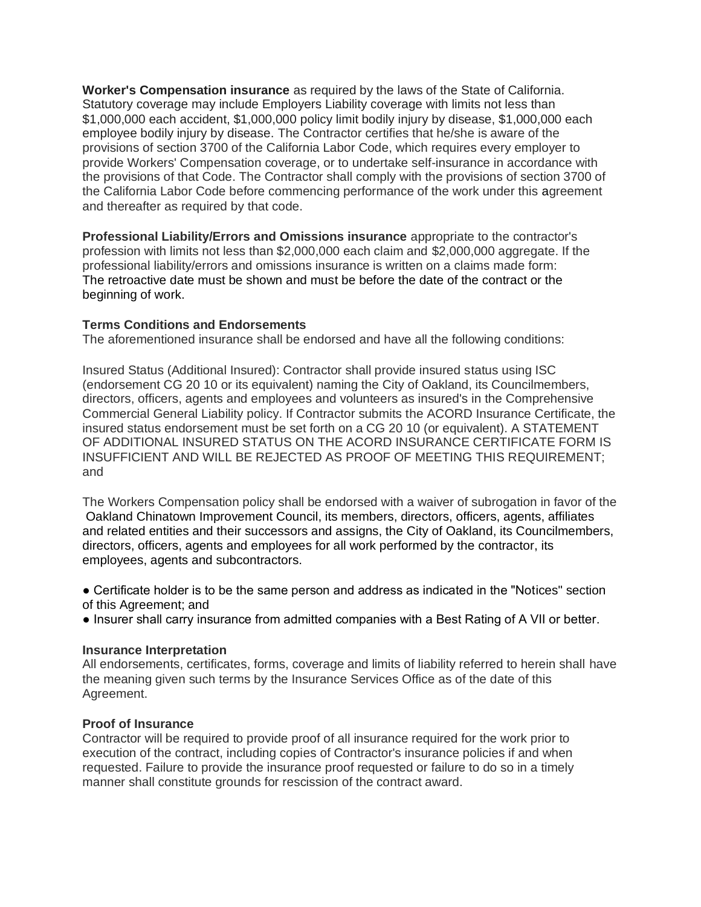**Worker's Compensation insurance** as required by the laws of the State of California. Statutory coverage may include Employers Liability coverage with limits not less than $1,000,000 each accident, $1,000,000 policy limit bodily injury by disease, $1,000,000 each employee bodily injury by disease. The Contractor certifies that he/she is aware of the provisions of section 3700 of the California Labor Code, which requires every employer to provide Workers' Compensation coverage, or to undertake self-insurance in accordance with the provisions of that Code. The Contractor shall comply with the provisions of section 3700 of the California Labor Code before commencing performance of the work under this agreement and thereafter as required by that code.

**Professional Liability/Errors and Omissions insurance** appropriate to the contractor's profession with limits not less than $2,000,000 each claim and $2,000,000 aggregate. If the professional liability/errors and omissions insurance is written on a claims made form: The retroactive date must be shown and must be before the date of the contract or the beginning of work.

**Terms Conditions and Endorsements**
The aforementioned insurance shall be endorsed and have all the following conditions:

Insured Status (Additional Insured): Contractor shall provide insured status using ISC (endorsement CG 20 10 or its equivalent) naming the City of Oakland, its Councilmembers, directors, officers, agents and employees and volunteers as insured's in the Comprehensive Commercial General Liability policy. If Contractor submits the ACORD Insurance Certificate, the insured status endorsement must be set forth on a CG 20 10 (or equivalent). A STATEMENT OF ADDITIONAL INSURED STATUS ON THE ACORD INSURANCE CERTIFICATE FORM IS INSUFFICIENT AND WILL BE REJECTED AS PROOF OF MEETING THIS REQUIREMENT; and

The Workers Compensation policy shall be endorsed with a waiver of subrogation in favor of the Oakland Chinatown Improvement Council, its members, directors, officers, agents, affiliates and related entities and their successors and assigns, the City of Oakland, its Councilmembers, directors, officers, agents and employees for all work performed by the contractor, its employees, agents and subcontractors.

- Certificate holder is to be the same person and address as indicated in the "Notices" section of this Agreement; and
- Insurer shall carry insurance from admitted companies with a Best Rating of A VII or better.

**Insurance Interpretation**
All endorsements, certificates, forms, coverage and limits of liability referred to herein shall have the meaning given such terms by the Insurance Services Office as of the date of this Agreement.

**Proof of Insurance**
Contractor will be required to provide proof of all insurance required for the work prior to execution of the contract, including copies of Contractor's insurance policies if and when requested. Failure to provide the insurance proof requested or failure to do so in a timely manner shall constitute grounds for rescission of the contract award.